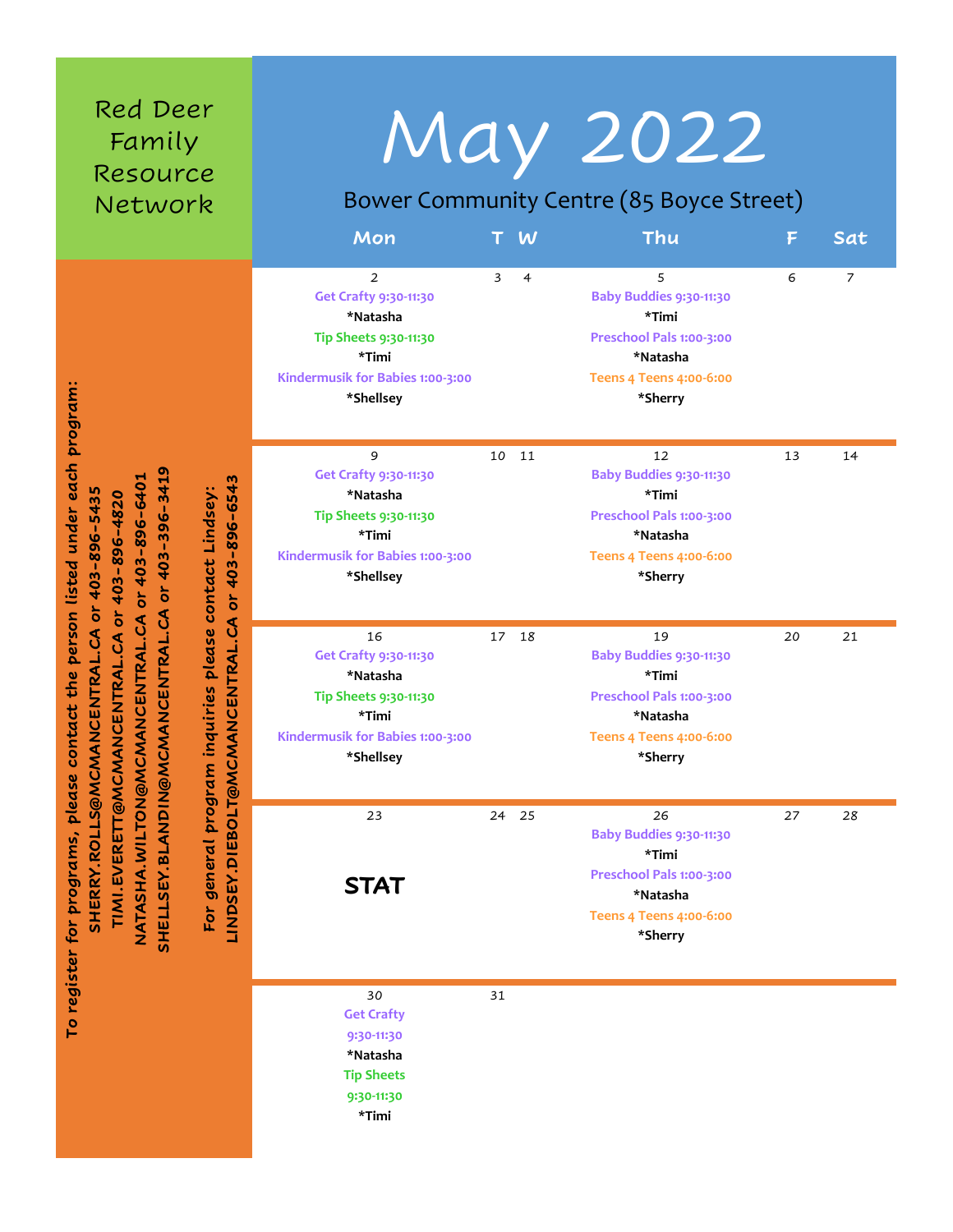# Red Deer Family Resource Network

# May 2022

## Bower Community Centre (85 Boyce Street)

| Mon | T | W | Thu | F | Sat |
|---|---|---|---|---|---|
| 2<br>Get Crafty 9:30-11:30<br>*Natasha<br>Tip Sheets 9:30-11:30<br>*Timi<br>Kindermusik for Babies 1:00-3:00<br>*Shellsey | 3 | 4 | 5<br>Baby Buddies 9:30-11:30<br>*Timi<br>Preschool Pals 1:00-3:00<br>*Natasha<br>Teens 4 Teens 4:00-6:00<br>*Sherry | 6 | 7 |
| 9<br>Get Crafty 9:30-11:30<br>*Natasha<br>Tip Sheets 9:30-11:30<br>*Timi<br>Kindermusik for Babies 1:00-3:00<br>*Shellsey | 10 | 11 | 12<br>Baby Buddies 9:30-11:30<br>*Timi<br>Preschool Pals 1:00-3:00<br>*Natasha<br>Teens 4 Teens 4:00-6:00<br>*Sherry | 13 | 14 |
| 16<br>Get Crafty 9:30-11:30<br>*Natasha<br>Tip Sheets 9:30-11:30<br>*Timi<br>Kindermusik for Babies 1:00-3:00<br>*Shellsey | 17 | 18 | 19<br>Baby Buddies 9:30-11:30<br>*Timi<br>Preschool Pals 1:00-3:00<br>*Natasha<br>Teens 4 Teens 4:00-6:00<br>*Sherry | 20 | 21 |
| 23<br>**STAT** | 24 | 25 | 26<br>Baby Buddies 9:30-11:30<br>*Timi<br>Preschool Pals 1:00-3:00<br>*Natasha<br>Teens 4 Teens 4:00-6:00<br>*Sherry | 27 | 28 |
| 30<br>Get Crafty 9:30-11:30<br>*Natasha<br>Tip Sheets 9:30-11:30<br>*Timi | 31 | | | | |

**To register for programs, please contact the person listed under each program:**

**SHERRY.ROLLS@MCMANCENTRAL.CA or 403-896-5435**
**TIMI.EVERETT@MCMANCENTRAL.CA or 403-896-4820**
**NATASHA.WILTON@MCMANCENTRAL.CA or 403-896-6401**
**SHELLSEY.BLANDIN@MCMANCENTRAL.CA or 403-396-3419**

**For general program inquiries please contact Lindsey:**
**LINDSEY.DIEBOLT@MCMANCENTRAL.CA or 403-896-6543**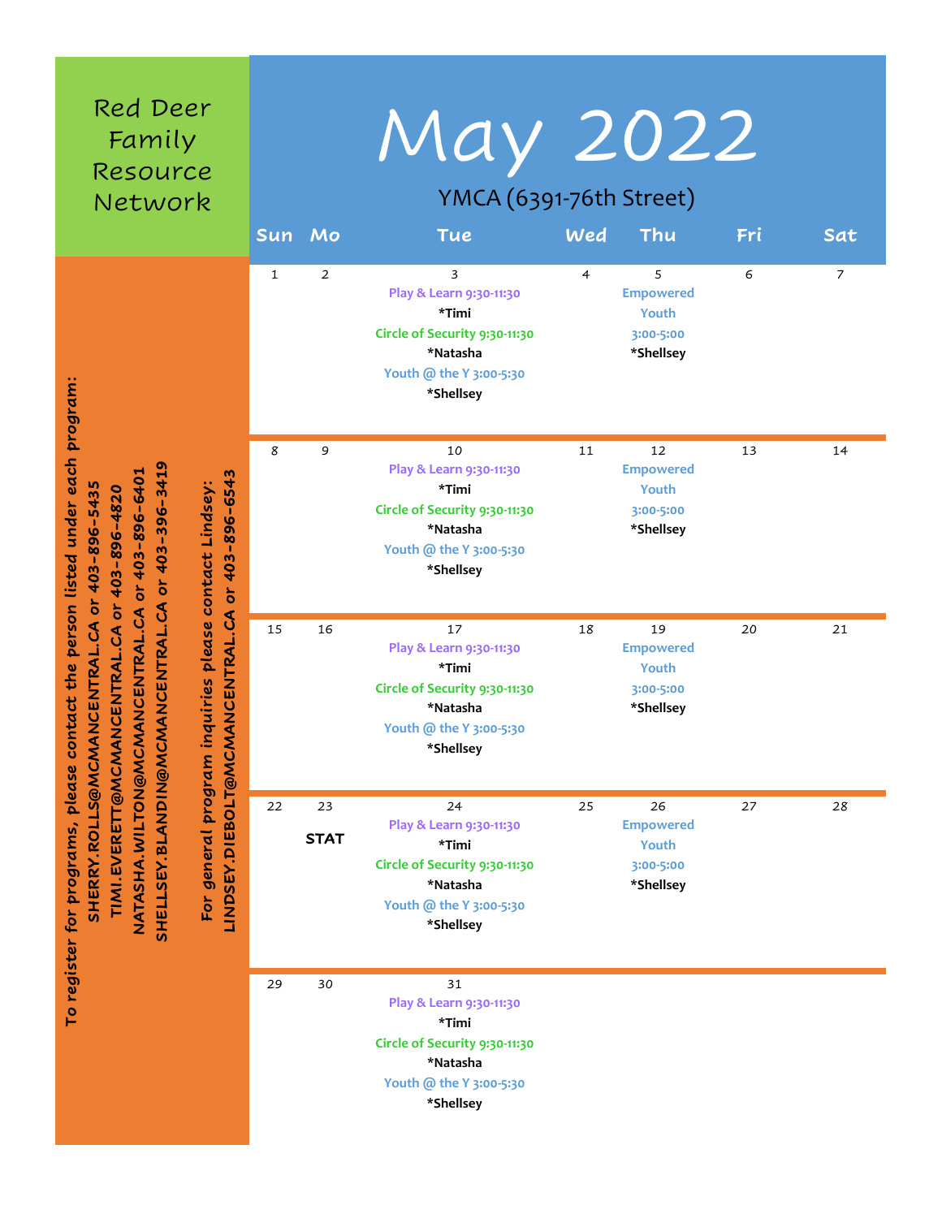# Red Deer Family Resource Network

# May 2022

## YMCA (6391-76th Street)

| Sun | Mo | Tue | Wed | Thu | Fri | Sat |
|---|---|---|---|---|---|---|
| 1 | 2 | 3<br>Play & Learn 9:30-11:30<br>*Timi<br>Circle of Security 9:30-11:30<br>*Natasha<br>Youth @ the Y 3:00-5:30<br>*Shellsey | 4 | 5<br>Empowered Youth 3:00-5:00<br>*Shellsey | 6 | 7 |
| 8 | 9 | 10<br>Play & Learn 9:30-11:30<br>*Timi<br>Circle of Security 9:30-11:30<br>*Natasha<br>Youth @ the Y 3:00-5:30<br>*Shellsey | 11 | 12<br>Empowered Youth 3:00-5:00<br>*Shellsey | 13 | 14 |
| 15 | 16 | 17<br>Play & Learn 9:30-11:30<br>*Timi<br>Circle of Security 9:30-11:30<br>*Natasha<br>Youth @ the Y 3:00-5:30<br>*Shellsey | 18 | 19<br>Empowered Youth 3:00-5:00<br>*Shellsey | 20 | 21 |
| 22 | 23<br>**STAT** | 24<br>Play & Learn 9:30-11:30<br>*Timi<br>Circle of Security 9:30-11:30<br>*Natasha<br>Youth @ the Y 3:00-5:30<br>*Shellsey | 25 | 26<br>Empowered Youth 3:00-5:00<br>*Shellsey | 27 | 28 |
| 29 | 30 | 31<br>Play & Learn 9:30-11:30<br>*Timi<br>Circle of Security 9:30-11:30<br>*Natasha<br>Youth @ the Y 3:00-5:30<br>*Shellsey | | | | |

**To register for programs, please contact the person listed under each program:**

**SHERRY.ROLLS@MCMANCENTRAL.CA or 403-896-5435**
**TIMI.EVERETT@MCMANCENTRAL.CA or 403-896-4820**
**NATASHA.WILTON@MCMANCENTRAL.CA or 403-896-6401**
**SHELLSEY.BLANDIN@MCMANCENTRAL.CA or 403-396-3419**

**For general program inquiries please contact Lindsey:**
**LINDSEY.DIEBOLT@MCMANCENTRAL.CA or 403-896-6543**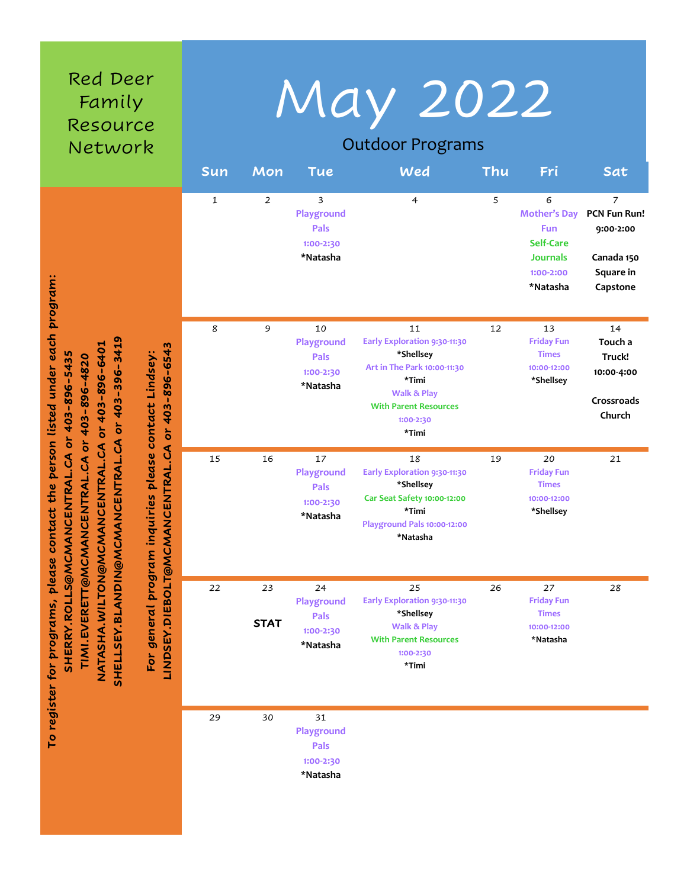# Red Deer Family Resource Network

# May 2022

## Outdoor Programs

| Sun | Mon | Tue | Wed | Thu | Fri | Sat |
|---|---|---|---|---|---|---|
| 1 | 2 | 3<br>Playground Pals<br>1:00-2:30<br>*Natasha | 4 | 5 | 6<br>Mother's Day Fun<br>Self-Care Journals<br>1:00-2:00<br>*Natasha | 7<br>PCN Fun Run!<br>9:00-2:00<br><br>Canada 150 Square in Capstone |
| 8 | 9 | 10<br>Playground Pals<br>1:00-2:30<br>*Natasha | 11<br>Early Exploration 9:30-11:30<br>*Shellsey<br>Art in The Park 10:00-11:30<br>*Timi<br>Walk & Play With Parent Resources<br>1:00-2:30<br>*Timi | 12 | 13<br>Friday Fun Times<br>10:00-12:00<br>*Shellsey | 14<br>Touch a Truck!<br>10:00-4:00<br><br>Crossroads Church |
| 15 | 16 | 17<br>Playground Pals<br>1:00-2:30<br>*Natasha | 18<br>Early Exploration 9:30-11:30<br>*Shellsey<br>Car Seat Safety 10:00-12:00<br>*Timi<br>Playground Pals 10:00-12:00<br>*Natasha | 19 | 20<br>Friday Fun Times<br>10:00-12:00<br>*Shellsey | 21 |
| 22 | 23<br>STAT | 24<br>Playground Pals<br>1:00-2:30<br>*Natasha | 25<br>Early Exploration 9:30-11:30<br>*Shellsey<br>Walk & Play With Parent Resources<br>1:00-2:30<br>*Timi | 26 | 27<br>Friday Fun Times<br>10:00-12:00<br>*Natasha | 28 |
| 29 | 30 | 31<br>Playground Pals<br>1:00-2:30<br>*Natasha | | | | |

**To register for programs, please contact the person listed under each program:**

**SHERRY.ROLLS@MCMANCENTRAL.CA or 403-896-5435**

**TIMI.EVERETT@MCMANCENTRAL.CA or 403-896-4820**

**NATASHA.WILTON@MCMANCENTRAL.CA or 403-896-6401**

**SHELLSEY.BLANDIN@MCMANCENTRAL.CA or 403-396-3419**

**For general program inquiries please contact Lindsey:**

**LINDSEY.DIEBOLT@MCMANCENTRAL.CA or 403-896-6543**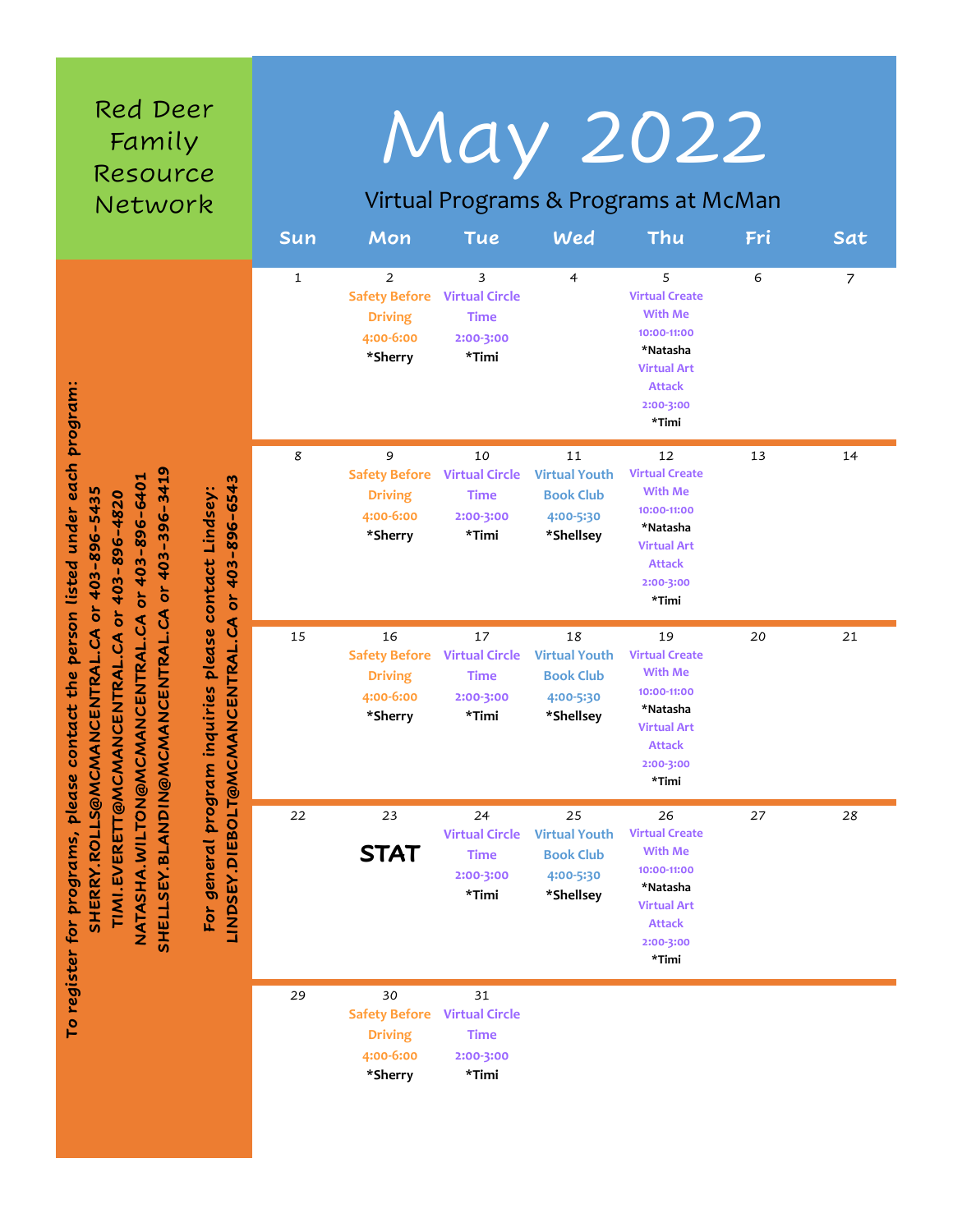# Red Deer Family Resource Network

# May 2022

## Virtual Programs & Programs at McMan

| Sun | Mon | Tue | Wed | Thu | Fri | Sat |
|---|---|---|---|---|---|---|
| 1 | 2<br>Safety Before Driving<br>4:00-6:00<br>*Sherry | 3<br>Virtual Circle Time<br>2:00-3:00<br>*Timi | 4 | 5<br>Virtual Create With Me<br>10:00-11:00<br>*Natasha<br>Virtual Art Attack<br>2:00-3:00<br>*Timi | 6 | 7 |
| 8 | 9<br>Safety Before Driving<br>4:00-6:00<br>*Sherry | 10<br>Virtual Circle Time<br>2:00-3:00<br>*Timi | 11<br>Virtual Youth Book Club<br>4:00-5:30<br>*Shellsey | 12<br>Virtual Create With Me<br>10:00-11:00<br>*Natasha<br>Virtual Art Attack<br>2:00-3:00<br>*Timi | 13 | 14 |
| 15 | 16<br>Safety Before Driving<br>4:00-6:00<br>*Sherry | 17<br>Virtual Circle Time<br>2:00-3:00<br>*Timi | 18<br>Virtual Youth Book Club<br>4:00-5:30<br>*Shellsey | 19<br>Virtual Create With Me<br>10:00-11:00<br>*Natasha<br>Virtual Art Attack<br>2:00-3:00<br>*Timi | 20 | 21 |
| 22 | 23<br>**STAT** | 24<br>Virtual Circle Time<br>2:00-3:00<br>*Timi | 25<br>Virtual Youth Book Club<br>4:00-5:30<br>*Shellsey | 26<br>Virtual Create With Me<br>10:00-11:00<br>*Natasha<br>Virtual Art Attack<br>2:00-3:00<br>*Timi | 27 | 28 |
| 29 | 30<br>Safety Before Driving<br>4:00-6:00<br>*Sherry | 31<br>Virtual Circle Time<br>2:00-3:00<br>*Timi | | | | |

**To register for programs, please contact the person listed under each program:**

**SHERRY.ROLLS@MCMANCENTRAL.CA or 403-896-5435**
**TIMI.EVERETT@MCMANCENTRAL.CA or 403-896-4820**
**NATASHA.WILTON@MCMANCENTRAL.CA or 403-896-6401**
**SHELLSEY.BLANDIN@MCMANCENTRAL.CA or 403-396-3419**

**For general program inquiries please contact Lindsey:**
**LINDSEY.DIEBOLT@MCMANCENTRAL.CA or 403-896-6543**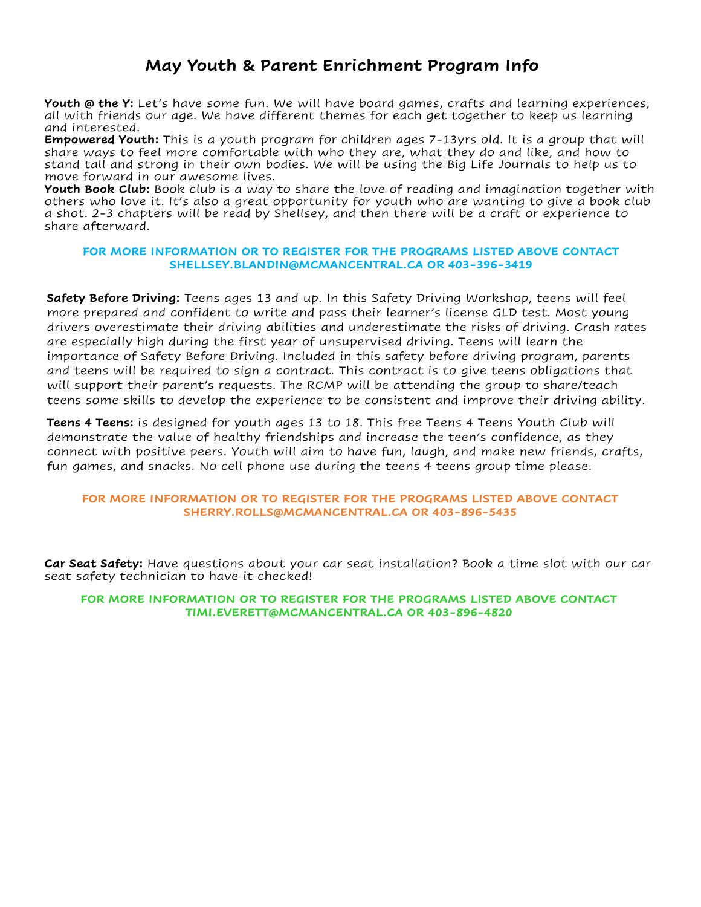# May Youth & Parent Enrichment Program Info

**Youth @ the Y:** Let's have some fun. We will have board games, crafts and learning experiences, all with friends our age. We have different themes for each get together to keep us learning and interested.

**Empowered Youth:** This is a youth program for children ages 7-13yrs old. It is a group that will share ways to feel more comfortable with who they are, what they do and like, and how to stand tall and strong in their own bodies. We will be using the Big Life Journals to help us to move forward in our awesome lives.

**Youth Book Club:** Book club is a way to share the love of reading and imagination together with others who love it. It's also a great opportunity for youth who are wanting to give a book club a shot. 2-3 chapters will be read by Shellsey, and then there will be a craft or experience to share afterward.

**FOR MORE INFORMATION OR TO REGISTER FOR THE PROGRAMS LISTED ABOVE CONTACT SHELLSEY.BLANDIN@MCMANCENTRAL.CA OR 403-396-3419**

**Safety Before Driving:** Teens ages 13 and up. In this Safety Driving Workshop, teens will feel more prepared and confident to write and pass their learner's license GLD test. Most young drivers overestimate their driving abilities and underestimate the risks of driving. Crash rates are especially high during the first year of unsupervised driving. Teens will learn the importance of Safety Before Driving. Included in this safety before driving program, parents and teens will be required to sign a contract. This contract is to give teens obligations that will support their parent's requests. The RCMP will be attending the group to share/teach teens some skills to develop the experience to be consistent and improve their driving ability.

**Teens 4 Teens:** is designed for youth ages 13 to 18. This free Teens 4 Teens Youth Club will demonstrate the value of healthy friendships and increase the teen's confidence, as they connect with positive peers. Youth will aim to have fun, laugh, and make new friends, crafts, fun games, and snacks. No cell phone use during the teens 4 teens group time please.

**FOR MORE INFORMATION OR TO REGISTER FOR THE PROGRAMS LISTED ABOVE CONTACT SHERRY.ROLLS@MCMANCENTRAL.CA OR 403-896-5435**

**Car Seat Safety:** Have questions about your car seat installation? Book a time slot with our car seat safety technician to have it checked!

**FOR MORE INFORMATION OR TO REGISTER FOR THE PROGRAMS LISTED ABOVE CONTACT TIMI.EVERETT@MCMANCENTRAL.CA OR 403-896-4820**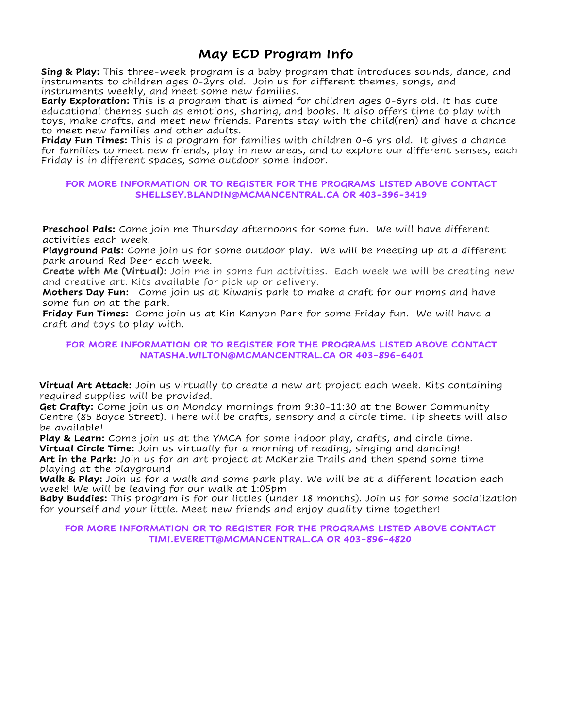# May ECD Program Info

**Sing & Play:** This three-week program is a baby program that introduces sounds, dance, and instruments to children ages 0-2yrs old. Join us for different themes, songs, and instruments weekly, and meet some new families.
**Early Exploration:** This is a program that is aimed for children ages 0-6yrs old. It has cute educational themes such as emotions, sharing, and books. It also offers time to play with toys, make crafts, and meet new friends. Parents stay with the child(ren) and have a chance to meet new families and other adults.
**Friday Fun Times:** This is a program for families with children 0-6 yrs old. It gives a chance for families to meet new friends, play in new areas, and to explore our different senses, each Friday is in different spaces, some outdoor some indoor.

**FOR MORE INFORMATION OR TO REGISTER FOR THE PROGRAMS LISTED ABOVE CONTACT SHELLSEY.BLANDIN@MCMANCENTRAL.CA OR 403-396-3419**

**Preschool Pals:** Come join me Thursday afternoons for some fun. We will have different activities each week.
**Playground Pals:** Come join us for some outdoor play. We will be meeting up at a different park around Red Deer each week.
**Create with Me (Virtual):** Join me in some fun activities. Each week we will be creating new and creative art. Kits available for pick up or delivery.
**Mothers Day Fun:** Come join us at Kiwanis park to make a craft for our moms and have some fun on at the park.
**Friday Fun Times:** Come join us at Kin Kanyon Park for some Friday fun. We will have a craft and toys to play with.

**FOR MORE INFORMATION OR TO REGISTER FOR THE PROGRAMS LISTED ABOVE CONTACT NATASHA.WILTON@MCMANCENTRAL.CA OR 403-896-6401**

**Virtual Art Attack:** Join us virtually to create a new art project each week. Kits containing required supplies will be provided.
**Get Crafty:** Come join us on Monday mornings from 9:30-11:30 at the Bower Community Centre (85 Boyce Street). There will be crafts, sensory and a circle time. Tip sheets will also be available!
**Play & Learn:** Come join us at the YMCA for some indoor play, crafts, and circle time.
**Virtual Circle Time:** Join us virtually for a morning of reading, singing and dancing!
**Art in the Park:** Join us for an art project at McKenzie Trails and then spend some time playing at the playground
**Walk & Play:** Join us for a walk and some park play. We will be at a different location each week! We will be leaving for our walk at 1:05pm
**Baby Buddies:** This program is for our littles (under 18 months). Join us for some socialization for yourself and your little. Meet new friends and enjoy quality time together!

**FOR MORE INFORMATION OR TO REGISTER FOR THE PROGRAMS LISTED ABOVE CONTACT TIMI.EVERETT@MCMANCENTRAL.CA OR 403-896-4820**